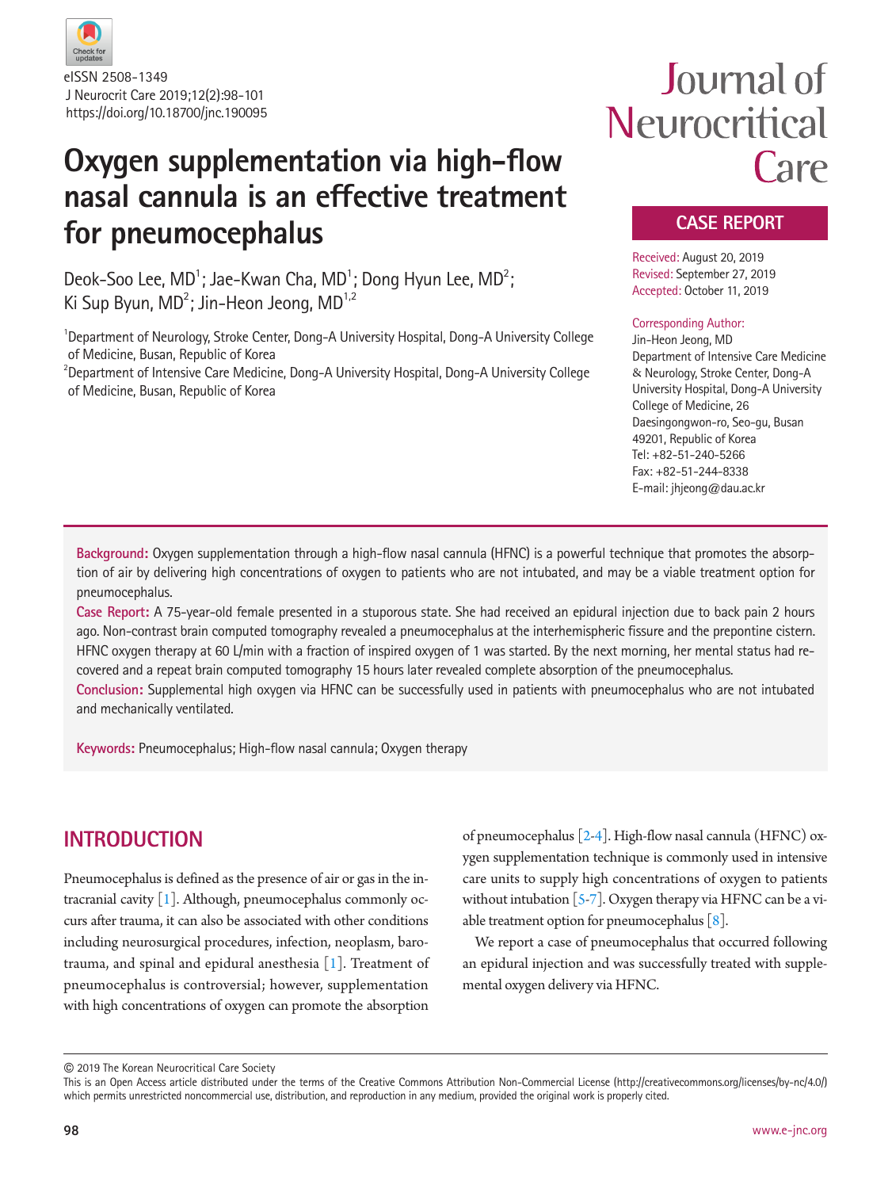eISSN 2508-1349
J Neurocrit Care 2019;12(2):98-101
https://doi.org/10.18700/jnc.190095

Journal of Neurocritical Care

CASE REPORT

# Oxygen supplementation via high-flow nasal cannula is an effective treatment for pneumocephalus

Deok-Soo Lee, MD[1]; Jae-Kwan Cha, MD[1]; Dong Hyun Lee, MD[2]; Ki Sup Byun, MD[2]; Jin-Heon Jeong, MD[1,2]

[1]Department of Neurology, Stroke Center, Dong-A University Hospital, Dong-A University College of Medicine, Busan, Republic of Korea

[2]Department of Intensive Care Medicine, Dong-A University Hospital, Dong-A University College of Medicine, Busan, Republic of Korea

Received: August 20, 2019
Revised: September 27, 2019
Accepted: October 11, 2019

Corresponding Author:
Jin-Heon Jeong, MD
Department of Intensive Care Medicine & Neurology, Stroke Center, Dong-A University Hospital, Dong-A University College of Medicine, 26 Daesingongwon-ro, Seo-gu, Busan 49201, Republic of Korea
Tel: +82-51-240-5266
Fax: +82-51-244-8338
E-mail: jhjeong@dau.ac.kr

**Background:** Oxygen supplementation through a high-flow nasal cannula (HFNC) is a powerful technique that promotes the absorption of air by delivering high concentrations of oxygen to patients who are not intubated, and may be a viable treatment option for pneumocephalus.

**Case Report:** A 75-year-old female presented in a stuporous state. She had received an epidural injection due to back pain 2 hours ago. Non-contrast brain computed tomography revealed a pneumocephalus at the interhemispheric fissure and the prepontine cistern. HFNC oxygen therapy at 60 L/min with a fraction of inspired oxygen of 1 was started. By the next morning, her mental status had recovered and a repeat brain computed tomography 15 hours later revealed complete absorption of the pneumocephalus.

**Conclusion:** Supplemental high oxygen via HFNC can be successfully used in patients with pneumocephalus who are not intubated and mechanically ventilated.

**Keywords:** Pneumocephalus; High-flow nasal cannula; Oxygen therapy

## INTRODUCTION

Pneumocephalus is defined as the presence of air or gas in the intracranial cavity [1]. Although, pneumocephalus commonly occurs after trauma, it can also be associated with other conditions including neurosurgical procedures, infection, neoplasm, barotrauma, and spinal and epidural anesthesia [1]. Treatment of pneumocephalus is controversial; however, supplementation with high concentrations of oxygen can promote the absorption of pneumocephalus [2-4]. High-flow nasal cannula (HFNC) oxygen supplementation technique is commonly used in intensive care units to supply high concentrations of oxygen to patients without intubation [5-7]. Oxygen therapy via HFNC can be a viable treatment option for pneumocephalus [8].

We report a case of pneumocephalus that occurred following an epidural injection and was successfully treated with supplemental oxygen delivery via HFNC.

© 2019 The Korean Neurocritical Care Society
This is an Open Access article distributed under the terms of the Creative Commons Attribution Non-Commercial License (http://creativecommons.org/licenses/by-nc/4.0/) which permits unrestricted noncommercial use, distribution, and reproduction in any medium, provided the original work is properly cited.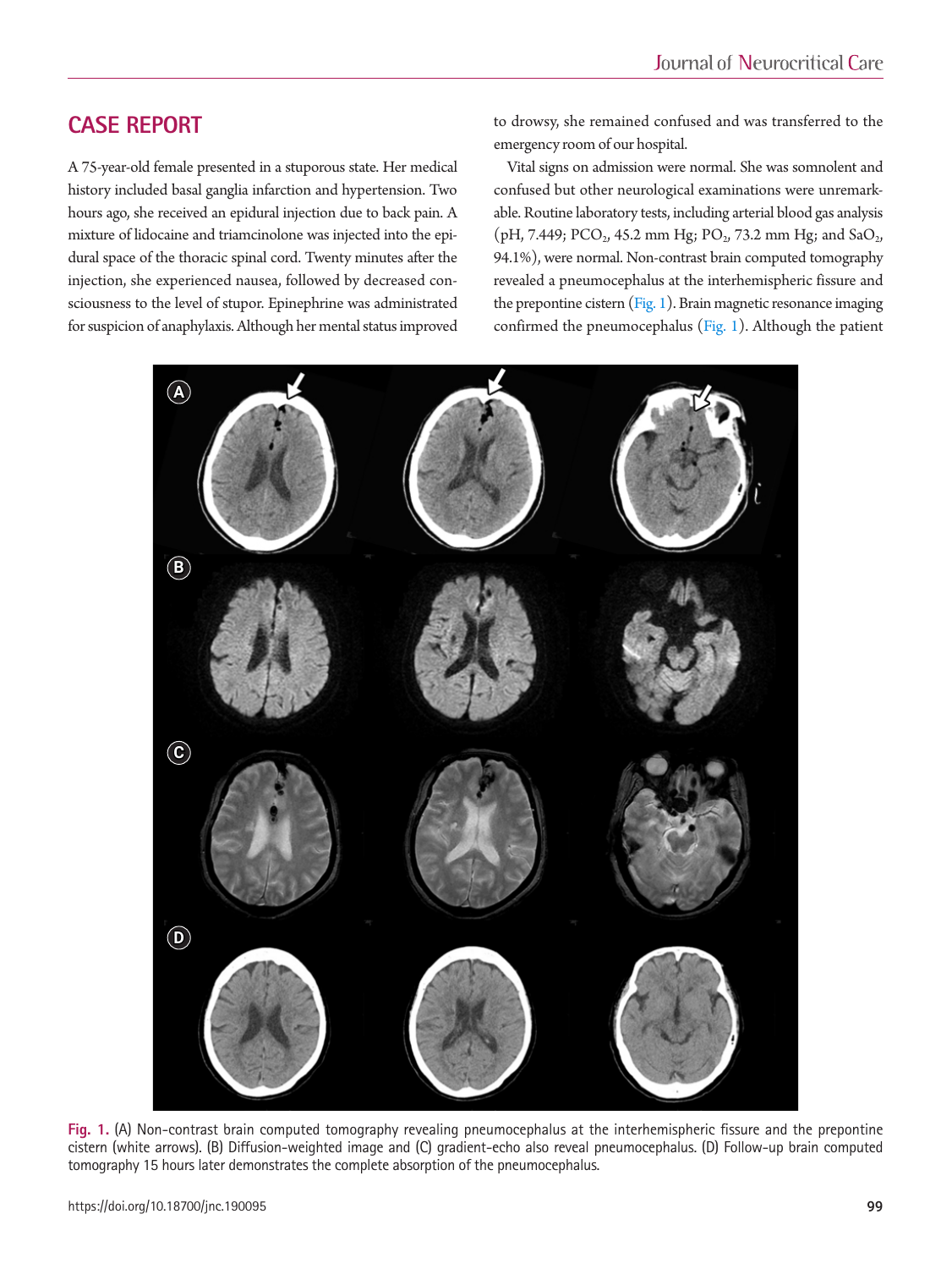## CASE REPORT

A 75-year-old female presented in a stuporous state. Her medical history included basal ganglia infarction and hypertension. Two hours ago, she received an epidural injection due to back pain. A mixture of lidocaine and triamcinolone was injected into the epidural space of the thoracic spinal cord. Twenty minutes after the injection, she experienced nausea, followed by decreased consciousness to the level of stupor. Epinephrine was administrated for suspicion of anaphylaxis. Although her mental status improved to drowsy, she remained confused and was transferred to the emergency room of our hospital.

Vital signs on admission were normal. She was somnolent and confused but other neurological examinations were unremarkable. Routine laboratory tests, including arterial blood gas analysis (pH, 7.449; $PCO_2$, 45.2 mm Hg; $PO_2$, 73.2 mm Hg; and $SaO_2$, 94.1%), were normal. Non-contrast brain computed tomography revealed a pneumocephalus at the interhemispheric fissure and the prepontine cistern (Fig. 1). Brain magnetic resonance imaging confirmed the pneumocephalus (Fig. 1). Although the patient

Fig. 1. (A) Non-contrast brain computed tomography revealing pneumocephalus at the interhemispheric fissure and the prepontine cistern (white arrows). (B) Diffusion-weighted image and (C) gradient-echo also reveal pneumocephalus. (D) Follow-up brain computed tomography 15 hours later demonstrates the complete absorption of the pneumocephalus.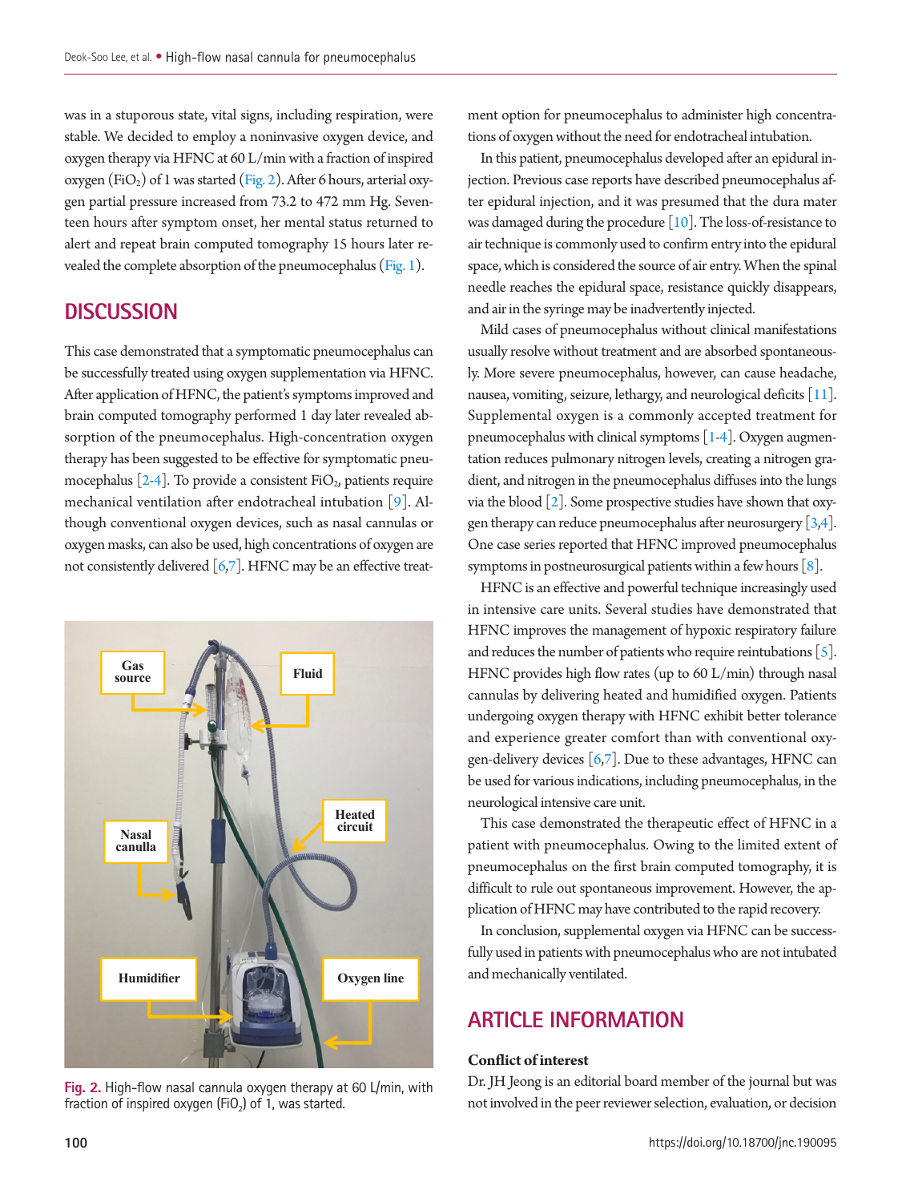was in a stuporous state, vital signs, including respiration, were stable. We decided to employ a noninvasive oxygen device, and oxygen therapy via HFNC at 60 L/min with a fraction of inspired oxygen ($FiO_2$) of 1 was started (Fig. 2). After 6 hours, arterial oxygen partial pressure increased from 73.2 to 472 mm Hg. Seventeen hours after symptom onset, her mental status returned to alert and repeat brain computed tomography 15 hours later revealed the complete absorption of the pneumocephalus (Fig. 1).

## DISCUSSION

This case demonstrated that a symptomatic pneumocephalus can be successfully treated using oxygen supplementation via HFNC. After application of HFNC, the patient's symptoms improved and brain computed tomography performed 1 day later revealed absorption of the pneumocephalus. High-concentration oxygen therapy has been suggested to be effective for symptomatic pneumocephalus [2-4]. To provide a consistent $FiO_2$, patients require mechanical ventilation after endotracheal intubation [9]. Although conventional oxygen devices, such as nasal cannulas or oxygen masks, can also be used, high concentrations of oxygen are not consistently delivered [6,7]. HFNC may be an effective treatment option for pneumocephalus to administer high concentrations of oxygen without the need for endotracheal intubation.

Fig. 2. High-flow nasal cannula oxygen therapy at 60 L/min, with fraction of inspired oxygen ($FiO_2$) of 1, was started.

In this patient, pneumocephalus developed after an epidural injection. Previous case reports have described pneumocephalus after epidural injection, and it was presumed that the dura mater was damaged during the procedure [10]. The loss-of-resistance to air technique is commonly used to confirm entry into the epidural space, which is considered the source of air entry. When the spinal needle reaches the epidural space, resistance quickly disappears, and air in the syringe may be inadvertently injected.

Mild cases of pneumocephalus without clinical manifestations usually resolve without treatment and are absorbed spontaneously. More severe pneumocephalus, however, can cause headache, nausea, vomiting, seizure, lethargy, and neurological deficits [11]. Supplemental oxygen is a commonly accepted treatment for pneumocephalus with clinical symptoms [1-4]. Oxygen augmentation reduces pulmonary nitrogen levels, creating a nitrogen gradient, and nitrogen in the pneumocephalus diffuses into the lungs via the blood [2]. Some prospective studies have shown that oxygen therapy can reduce pneumocephalus after neurosurgery [3,4]. One case series reported that HFNC improved pneumocephalus symptoms in postneurosurgical patients within a few hours [8].

HFNC is an effective and powerful technique increasingly used in intensive care units. Several studies have demonstrated that HFNC improves the management of hypoxic respiratory failure and reduces the number of patients who require reintubations [5]. HFNC provides high flow rates (up to 60 L/min) through nasal cannulas by delivering heated and humidified oxygen. Patients undergoing oxygen therapy with HFNC exhibit better tolerance and experience greater comfort than with conventional oxygen-delivery devices [6,7]. Due to these advantages, HFNC can be used for various indications, including pneumocephalus, in the neurological intensive care unit.

This case demonstrated the therapeutic effect of HFNC in a patient with pneumocephalus. Owing to the limited extent of pneumocephalus on the first brain computed tomography, it is difficult to rule out spontaneous improvement. However, the application of HFNC may have contributed to the rapid recovery.

In conclusion, supplemental oxygen via HFNC can be successfully used in patients with pneumocephalus who are not intubated and mechanically ventilated.

## ARTICLE INFORMATION

### Conflict of interest

Dr. JH Jeong is an editorial board member of the journal but was not involved in the peer reviewer selection, evaluation, or decision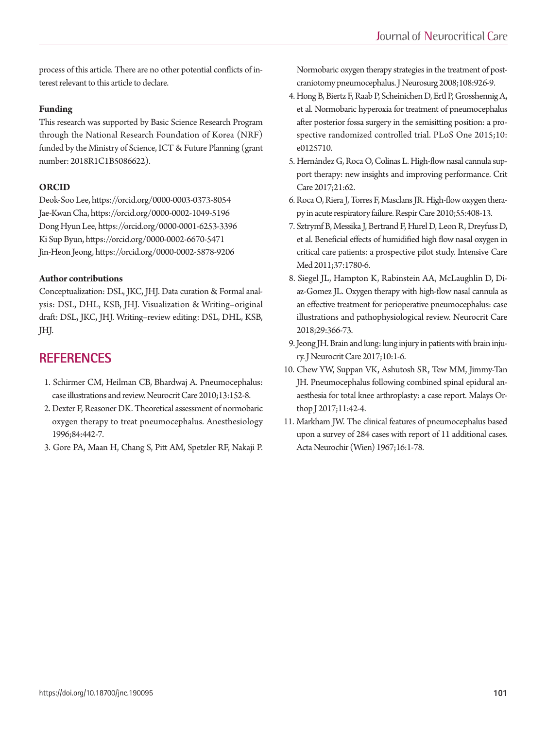process of this article. There are no other potential conflicts of interest relevant to this article to declare.

### Funding

This research was supported by Basic Science Research Program through the National Research Foundation of Korea (NRF) funded by the Ministry of Science, ICT & Future Planning (grant number: 2018R1C1B5086622).

### ORCID

Deok-Soo Lee, https://orcid.org/0000-0003-0373-8054
Jae-Kwan Cha, https://orcid.org/0000-0002-1049-5196
Dong Hyun Lee, https://orcid.org/0000-0001-6253-3396
Ki Sup Byun, https://orcid.org/0000-0002-6670-5471
Jin-Heon Jeong, https://orcid.org/0000-0002-5878-9206

### Author contributions

Conceptualization: DSL, JKC, JHJ. Data curation & Formal analysis: DSL, DHL, KSB, JHJ. Visualization & Writing–original draft: DSL, JKC, JHJ. Writing–review editing: DSL, DHL, KSB, JHJ.

## REFERENCES

1. Schirmer CM, Heilman CB, Bhardwaj A. Pneumocephalus: case illustrations and review. Neurocrit Care 2010;13:152-8.
2. Dexter F, Reasoner DK. Theoretical assessment of normobaric oxygen therapy to treat pneumocephalus. Anesthesiology 1996;84:442-7.
3. Gore PA, Maan H, Chang S, Pitt AM, Spetzler RF, Nakaji P. Normobaric oxygen therapy strategies in the treatment of postcraniotomy pneumocephalus. J Neurosurg 2008;108:926-9.
4. Hong B, Biertz F, Raab P, Scheinichen D, Ertl P, Grosshennig A, et al. Normobaric hyperoxia for treatment of pneumocephalus after posterior fossa surgery in the semisitting position: a prospective randomized controlled trial. PLoS One 2015;10:e0125710.
5. Hernández G, Roca O, Colinas L. High-flow nasal cannula support therapy: new insights and improving performance. Crit Care 2017;21:62.
6. Roca O, Riera J, Torres F, Masclans JR. High-flow oxygen therapy in acute respiratory failure. Respir Care 2010;55:408-13.
7. Sztrymf B, Messika J, Bertrand F, Hurel D, Leon R, Dreyfuss D, et al. Beneficial effects of humidified high flow nasal oxygen in critical care patients: a prospective pilot study. Intensive Care Med 2011;37:1780-6.
8. Siegel JL, Hampton K, Rabinstein AA, McLaughlin D, Diaz-Gomez JL. Oxygen therapy with high-flow nasal cannula as an effective treatment for perioperative pneumocephalus: case illustrations and pathophysiological review. Neurocrit Care 2018;29:366-73.
9. Jeong JH. Brain and lung: lung injury in patients with brain injury. J Neurocrit Care 2017;10:1-6.
10. Chew YW, Suppan VK, Ashutosh SR, Tew MM, Jimmy-Tan JH. Pneumocephalus following combined spinal epidural anaesthesia for total knee arthroplasty: a case report. Malays Orthop J 2017;11:42-4.
11. Markham JW. The clinical features of pneumocephalus based upon a survey of 284 cases with report of 11 additional cases. Acta Neurochir (Wien) 1967;16:1-78.